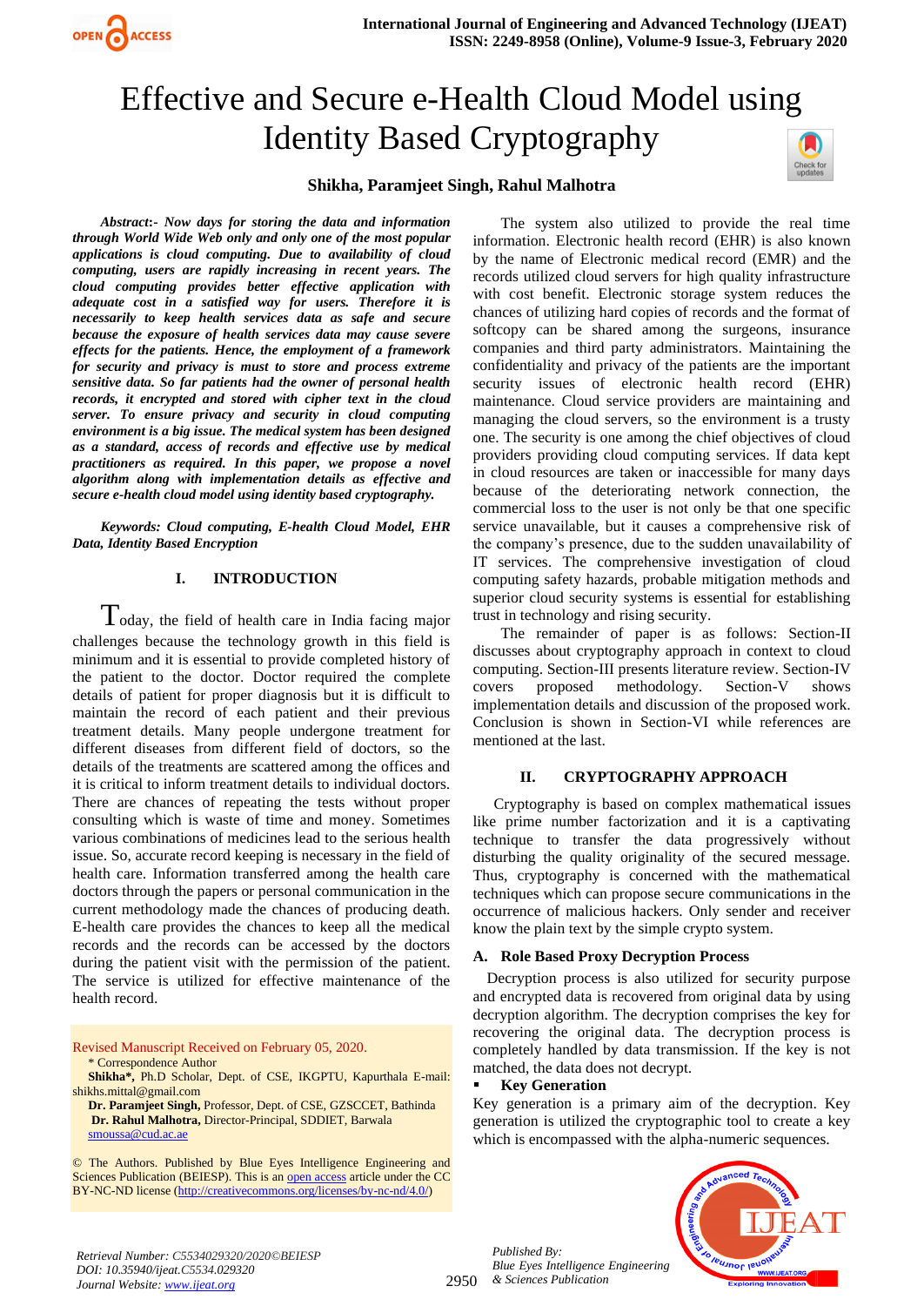# Effective and Secure e-Health Cloud Model using Identity Based Cryptography

**Shikha, Paramjeet Singh, Rahul Malhotra**

***Abstract*:- Now days for storing the data and information through World Wide Web only and only one of the most popular applications is cloud computing. Due to availability of cloud computing, users are rapidly increasing in recent years. The cloud computing provides better effective application with adequate cost in a satisfied way for users. Therefore it is necessarily to keep health services data as safe and secure because the exposure of health services data may cause severe effects for the patients. Hence, the employment of a framework for security and privacy is must to store and process extreme sensitive data. So far patients had the owner of personal health records, it encrypted and stored with cipher text in the cloud server. To ensure privacy and security in cloud computing environment is a big issue. The medical system has been designed as a standard, access of records and effective use by medical practitioners as required. In this paper, we propose a novel algorithm along with implementation details as effective and secure e-health cloud model using identity based cryptography.**

***Keywords: Cloud computing, E-health Cloud Model, EHR Data, Identity Based Encryption***

## I. INTRODUCTION

Today, the field of health care in India facing major challenges because the technology growth in this field is minimum and it is essential to provide completed history of the patient to the doctor. Doctor required the complete details of patient for proper diagnosis but it is difficult to maintain the record of each patient and their previous treatment details. Many people undergone treatment for different diseases from different field of doctors, so the details of the treatments are scattered among the offices and it is critical to inform treatment details to individual doctors. There are chances of repeating the tests without proper consulting which is waste of time and money. Sometimes various combinations of medicines lead to the serious health issue. So, accurate record keeping is necessary in the field of health care. Information transferred among the health care doctors through the papers or personal communication in the current methodology made the chances of producing death. E-health care provides the chances to keep all the medical records and the records can be accessed by the doctors during the patient visit with the permission of the patient. The service is utilized for effective maintenance of the health record.

Revised Manuscript Received on February 05, 2020.

\* Correspondence Author

**Shikha\***, Ph.D Scholar, Dept. of CSE, IKGPTU, Kapurthala E-mail: shikhs.mittal@gmail.com

**Dr. Paramjeet Singh,** Professor, Dept. of CSE, GZSCCET, Bathinda

**Dr. Rahul Malhotra,** Director-Principal, SDDIET, Barwala smoussa@cud.ac.ae

© The Authors. Published by Blue Eyes Intelligence Engineering and Sciences Publication (BEIESP). This is an open access article under the CC BY-NC-ND license (http://creativecommons.org/licenses/by-nc-nd/4.0/)

The system also utilized to provide the real time information. Electronic health record (EHR) is also known by the name of Electronic medical record (EMR) and the records utilized cloud servers for high quality infrastructure with cost benefit. Electronic storage system reduces the chances of utilizing hard copies of records and the format of softcopy can be shared among the surgeons, insurance companies and third party administrators. Maintaining the confidentiality and privacy of the patients are the important security issues of electronic health record (EHR) maintenance. Cloud service providers are maintaining and managing the cloud servers, so the environment is a trusty one. The security is one among the chief objectives of cloud providers providing cloud computing services. If data kept in cloud resources are taken or inaccessible for many days because of the deteriorating network connection, the commercial loss to the user is not only be that one specific service unavailable, but it causes a comprehensive risk of the company's presence, due to the sudden unavailability of IT services. The comprehensive investigation of cloud computing safety hazards, probable mitigation methods and superior cloud security systems is essential for establishing trust in technology and rising security.

The remainder of paper is as follows: Section-II discusses about cryptography approach in context to cloud computing. Section-III presents literature review. Section-IV covers proposed methodology. Section-V shows implementation details and discussion of the proposed work. Conclusion is shown in Section-VI while references are mentioned at the last.

## II. CRYPTOGRAPHY APPROACH

Cryptography is based on complex mathematical issues like prime number factorization and it is a captivating technique to transfer the data progressively without disturbing the quality originality of the secured message. Thus, cryptography is concerned with the mathematical techniques which can propose secure communications in the occurrence of malicious hackers. Only sender and receiver know the plain text by the simple crypto system.

### A. Role Based Proxy Decryption Process

Decryption process is also utilized for security purpose and encrypted data is recovered from original data by using decryption algorithm. The decryption comprises the key for recovering the original data. The decryption process is completely handled by data transmission. If the key is not matched, the data does not decrypt.

- **Key Generation**

Key generation is a primary aim of the decryption. Key generation is utilized the cryptographic tool to create a key which is encompassed with the alpha-numeric sequences.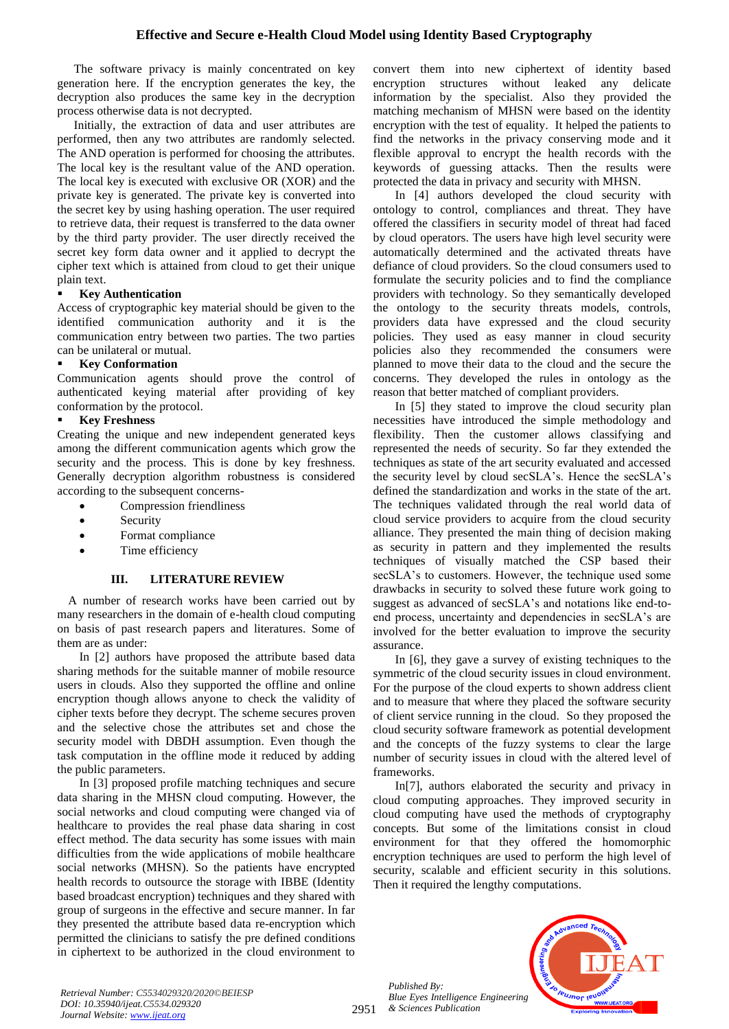The software privacy is mainly concentrated on key generation here. If the encryption generates the key, the decryption also produces the same key in the decryption process otherwise data is not decrypted.

Initially, the extraction of data and user attributes are performed, then any two attributes are randomly selected. The AND operation is performed for choosing the attributes. The local key is the resultant value of the AND operation. The local key is executed with exclusive OR (XOR) and the private key is generated. The private key is converted into the secret key by using hashing operation. The user required to retrieve data, their request is transferred to the data owner by the third party provider. The user directly received the secret key form data owner and it applied to decrypt the cipher text which is attained from cloud to get their unique plain text.

- **Key Authentication**

Access of cryptographic key material should be given to the identified communication authority and it is the communication entry between two parties. The two parties can be unilateral or mutual.

- **Key Conformation**

Communication agents should prove the control of authenticated keying material after providing of key conformation by the protocol.

- **Key Freshness**

Creating the unique and new independent generated keys among the different communication agents which grow the security and the process. This is done by key freshness. Generally decryption algorithm robustness is considered according to the subsequent concerns-

- Compression friendliness
- Security
- Format compliance
- Time efficiency

## III. LITERATURE REVIEW

A number of research works have been carried out by many researchers in the domain of e-health cloud computing on basis of past research papers and literatures. Some of them are as under:

In [2] authors have proposed the attribute based data sharing methods for the suitable manner of mobile resource users in clouds. Also they supported the offline and online encryption though allows anyone to check the validity of cipher texts before they decrypt. The scheme secures proven and the selective chose the attributes set and chose the security model with DBDH assumption. Even though the task computation in the offline mode it reduced by adding the public parameters.

In [3] proposed profile matching techniques and secure data sharing in the MHSN cloud computing. However, the social networks and cloud computing were changed via of healthcare to provides the real phase data sharing in cost effect method. The data security has some issues with main difficulties from the wide applications of mobile healthcare social networks (MHSN). So the patients have encrypted health records to outsource the storage with IBBE (Identity based broadcast encryption) techniques and they shared with group of surgeons in the effective and secure manner. In far they presented the attribute based data re-encryption which permitted the clinicians to satisfy the pre defined conditions in ciphertext to be authorized in the cloud environment to convert them into new ciphertext of identity based encryption structures without leaked any delicate information by the specialist. Also they provided the matching mechanism of MHSN were based on the identity encryption with the test of equality. It helped the patients to find the networks in the privacy conserving mode and it flexible approval to encrypt the health records with the keywords of guessing attacks. Then the results were protected the data in privacy and security with MHSN.

In [4] authors developed the cloud security with ontology to control, compliances and threat. They have offered the classifiers in security model of threat had faced by cloud operators. The users have high level security were automatically determined and the activated threats have defiance of cloud providers. So the cloud consumers used to formulate the security policies and to find the compliance providers with technology. So they semantically developed the ontology to the security threats models, controls, providers data have expressed and the cloud security policies. They used as easy manner in cloud security policies also they recommended the consumers were planned to move their data to the cloud and the secure the concerns. They developed the rules in ontology as the reason that better matched of compliant providers.

In [5] they stated to improve the cloud security plan necessities have introduced the simple methodology and flexibility. Then the customer allows classifying and represented the needs of security. So far they extended the techniques as state of the art security evaluated and accessed the security level by cloud secSLA's. Hence the secSLA's defined the standardization and works in the state of the art. The techniques validated through the real world data of cloud service providers to acquire from the cloud security alliance. They presented the main thing of decision making as security in pattern and they implemented the results techniques of visually matched the CSP based their secSLA's to customers. However, the technique used some drawbacks in security to solved these future work going to suggest as advanced of secSLA's and notations like end-to-end process, uncertainty and dependencies in secSLA's are involved for the better evaluation to improve the security assurance.

In [6], they gave a survey of existing techniques to the symmetric of the cloud security issues in cloud environment. For the purpose of the cloud experts to shown address client and to measure that where they placed the software security of client service running in the cloud. So they proposed the cloud security software framework as potential development and the concepts of the fuzzy systems to clear the large number of security issues in cloud with the altered level of frameworks.

In[7], authors elaborated the security and privacy in cloud computing approaches. They improved security in cloud computing have used the methods of cryptography concepts. But some of the limitations consist in cloud environment for that they offered the homomorphic encryption techniques are used to perform the high level of security, scalable and efficient security in this solutions. Then it required the lengthy computations.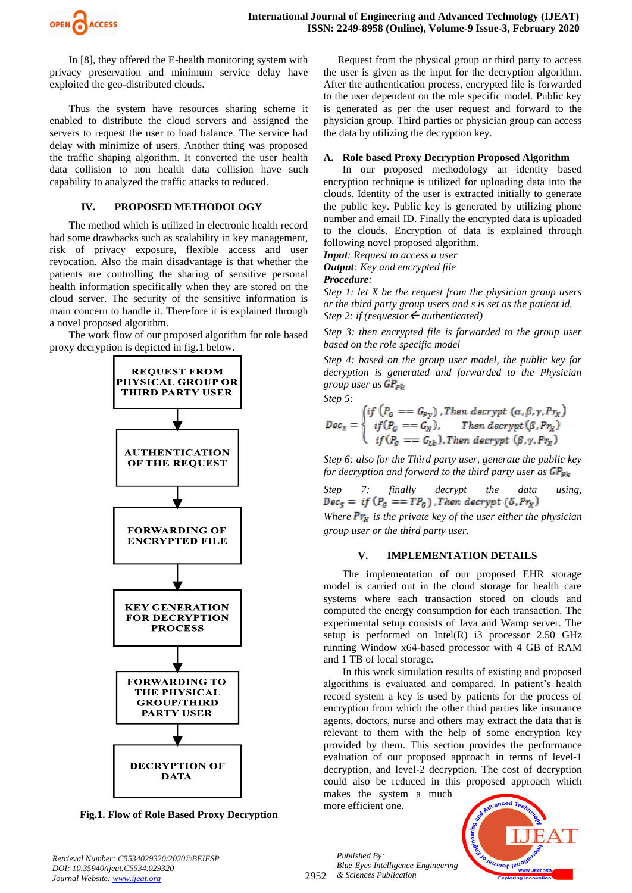In [8], they offered the E-health monitoring system with privacy preservation and minimum service delay have exploited the geo-distributed clouds.

Thus the system have resources sharing scheme it enabled to distribute the cloud servers and assigned the servers to request the user to load balance. The service had delay with minimize of users. Another thing was proposed the traffic shaping algorithm. It converted the user health data collision to non health data collision have such capability to analyzed the traffic attacks to reduced.

## IV. PROPOSED METHODOLOGY

The method which is utilized in electronic health record had some drawbacks such as scalability in key management, risk of privacy exposure, flexible access and user revocation. Also the main disadvantage is that whether the patients are controlling the sharing of sensitive personal health information specifically when they are stored on the cloud server. The security of the sensitive information is main concern to handle it. Therefore it is explained through a novel proposed algorithm.

The work flow of our proposed algorithm for role based proxy decryption is depicted in fig.1 below.

REQUEST FROM PHYSICAL GROUP OR THIRD PARTY USER
↓
AUTHENTICATION OF THE REQUEST
↓
FORWARDING OF ENCRYPTED FILE
↓
KEY GENERATION FOR DECRYPTION PROCESS
↓
FORWARDING TO THE PHYSICAL GROUP/THIRD PARTY USER
↓
DECRYPTION OF DATA

**Fig.1. Flow of Role Based Proxy Decryption**

Request from the physical group or third party to access the user is given as the input for the decryption algorithm. After the authentication process, encrypted file is forwarded to the user dependent on the role specific model. Public key is generated as per the user request and forward to the physician group. Third parties or physician group can access the data by utilizing the decryption key.

### A. Role based Proxy Decryption Proposed Algorithm

In our proposed methodology an identity based encryption technique is utilized for uploading data into the clouds. Identity of the user is extracted initially to generate the public key. Public key is generated by utilizing phone number and email ID. Finally the encrypted data is uploaded to the clouds. Encryption of data is explained through following novel proposed algorithm.

***Input**: Request to access a user*

***Output**: Key and encrypted file*

***Procedure**:*

*Step 1: let X be the request from the physician group users or the third party group users and s is set as the patient id.*

*Step 2: if (requestor ← authenticated)*

*Step 3: then encrypted file is forwarded to the group user based on the role specific model*

*Step 4: based on the group user model, the public key for decryption is generated and forwarded to the Physician group user as* $GP_{pk}$

*Step 5:*

$$Dec_s = \begin{cases} if\ (P_G == G_{Py})\ ,Then\ decrypt\ (\alpha,\beta,\gamma,Pr_x) \\ if(P_G == G_N),\quad Then\ decrypt(\beta,Pr_x) \\ if(P_G == G_{Lb}),Then\ decrypt\ (\beta,\gamma,Pr_x) \end{cases}$$

*Step 6: also for the Third party user, generate the public key for decryption and forward to the third party user as* $GP_{pk}$

*Step 7: finally decrypt the data using,* $Dec_s = if\ (P_G == TP_G)\ ,Then\ decrypt\ (\delta,Pr_x)$

*Where* $Pr_x$ *is the private key of the user either the physician group user or the third party user.*

## V. IMPLEMENTATION DETAILS

The implementation of our proposed EHR storage model is carried out in the cloud storage for health care systems where each transaction stored on clouds and computed the energy consumption for each transaction. The experimental setup consists of Java and Wamp server. The setup is performed on Intel(R) i3 processor 2.50 GHz running Window x64-based processor with 4 GB of RAM and 1 TB of local storage.

In this work simulation results of existing and proposed algorithms is evaluated and compared. In patient's health record system a key is used by patients for the process of encryption from which the other third parties like insurance agents, doctors, nurse and others may extract the data that is relevant to them with the help of some encryption key provided by them. This section provides the performance evaluation of our proposed approach in terms of level-1 decryption, and level-2 decryption. The cost of decryption could also be reduced in this proposed approach which makes the system a much more efficient one.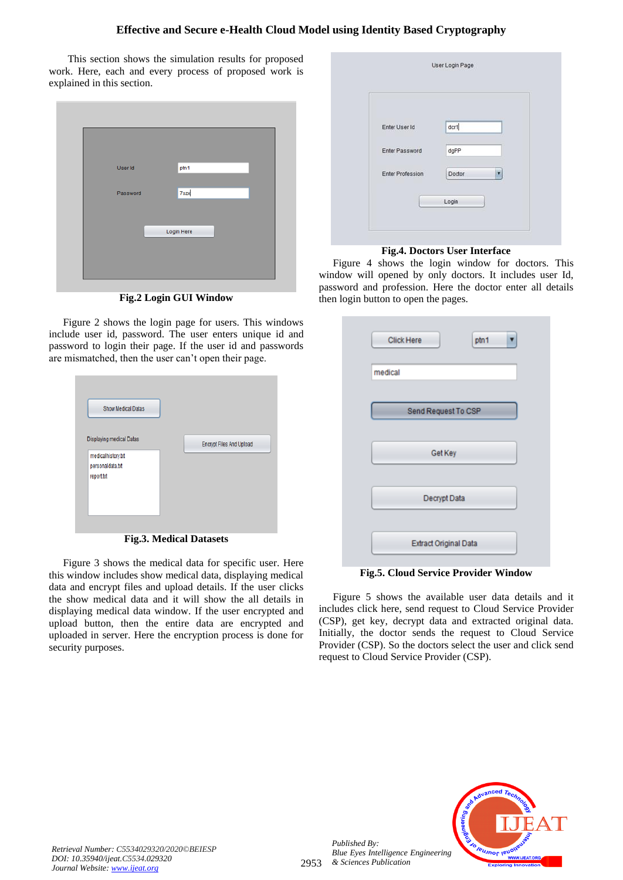This section shows the simulation results for proposed work. Here, each and every process of proposed work is explained in this section.

Fig.2 Login GUI Window

Figure 2 shows the login page for users. This windows include user id, password. The user enters unique id and password to login their page. If the user id and passwords are mismatched, then the user can't open their page.

Fig.3. Medical Datasets

Figure 3 shows the medical data for specific user. Here this window includes show medical data, displaying medical data and encrypt files and upload details. If the user clicks the show medical data and it will show the all details in displaying medical data window. If the user encrypted and upload button, then the entire data are encrypted and uploaded in server. Here the encryption process is done for security purposes.

**Fig.4. Doctors User Interface**

Figure 4 shows the login window for doctors. This window will opened by only doctors. It includes user Id, password and profession. Here the doctor enter all details then login button to open the pages.

**Fig.5. Cloud Service Provider Window**

Figure 5 shows the available user data details and it includes click here, send request to Cloud Service Provider (CSP), get key, decrypt data and extracted original data. Initially, the doctor sends the request to Cloud Service Provider (CSP). So the doctors select the user and click send request to Cloud Service Provider (CSP).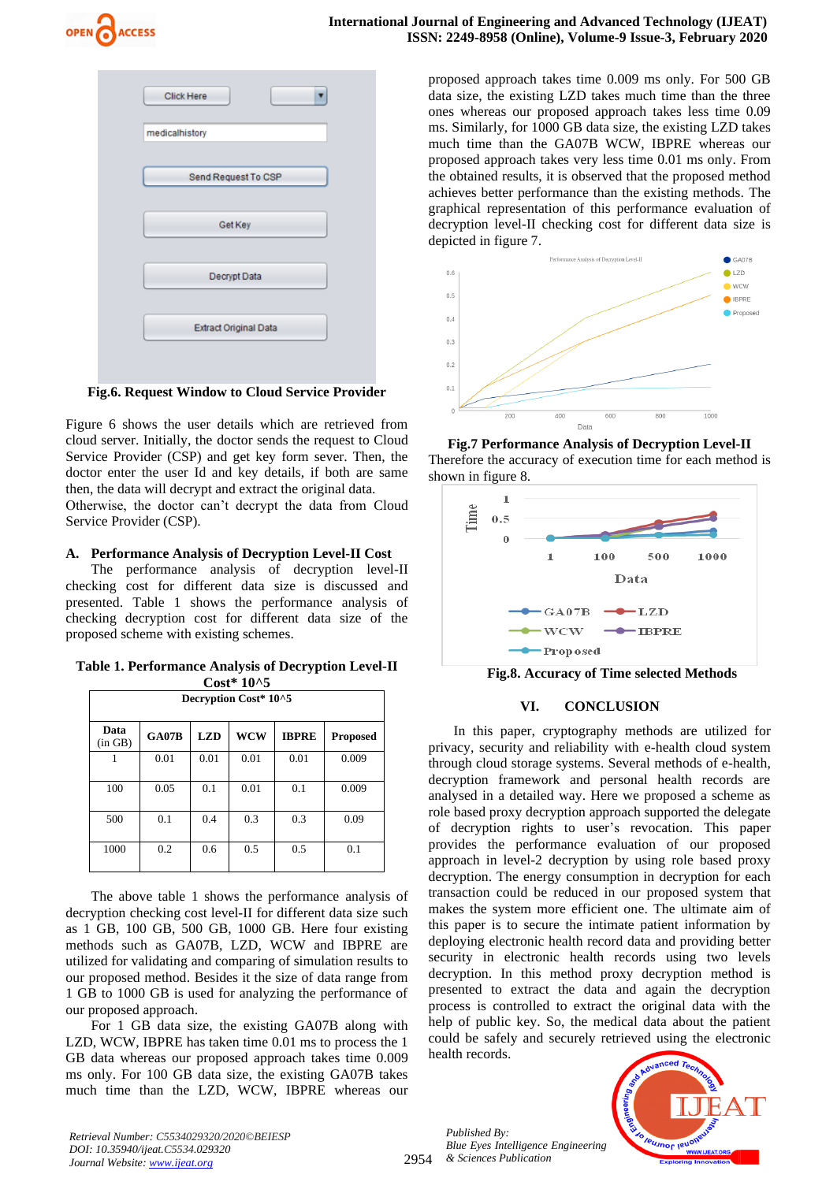Fig.6. Request Window to Cloud Service Provider

Figure 6 shows the user details which are retrieved from cloud server. Initially, the doctor sends the request to Cloud Service Provider (CSP) and get key form sever. Then, the doctor enter the user Id and key details, if both are same then, the data will decrypt and extract the original data. Otherwise, the doctor can't decrypt the data from Cloud Service Provider (CSP).

### A. Performance Analysis of Decryption Level-II Cost

The performance analysis of decryption level-II checking cost for different data size is discussed and presented. Table 1 shows the performance analysis of checking decryption cost for different data size of the proposed scheme with existing schemes.

**Table 1. Performance Analysis of Decryption Level-II Cost* 10^5**

| Decryption Cost* 10^5 | | | | | |
|---|---|---|---|---|---|
| **Data (in GB)** | **GA07B** | **LZD** | **WCW** | **IBPRE** | **Proposed** |
| 1 | 0.01 | 0.01 | 0.01 | 0.01 | 0.009 |
| 100 | 0.05 | 0.1 | 0.01 | 0.1 | 0.009 |
| 500 | 0.1 | 0.4 | 0.3 | 0.3 | 0.09 |
| 1000 | 0.2 | 0.6 | 0.5 | 0.5 | 0.1 |

The above table 1 shows the performance analysis of decryption checking cost level-II for different data size such as 1 GB, 100 GB, 500 GB, 1000 GB. Here four existing methods such as GA07B, LZD, WCW and IBPRE are utilized for validating and comparing of simulation results to our proposed method. Besides it the size of data range from 1 GB to 1000 GB is used for analyzing the performance of our proposed approach.

For 1 GB data size, the existing GA07B along with LZD, WCW, IBPRE has taken time 0.01 ms to process the 1 GB data whereas our proposed approach takes time 0.009 ms only. For 100 GB data size, the existing GA07B takes much time than the LZD, WCW, IBPRE whereas our proposed approach takes time 0.009 ms only. For 500 GB data size, the existing LZD takes much time than the three ones whereas our proposed approach takes less time 0.09 ms. Similarly, for 1000 GB data size, the existing LZD takes much time than the GA07B WCW, IBPRE whereas our proposed approach takes very less time 0.01 ms only. From the obtained results, it is observed that the proposed method achieves better performance than the existing methods. The graphical representation of this performance evaluation of decryption level-II checking cost for different data size is depicted in figure 7.

Fig.7 Performance Analysis of Decryption Level-II

Therefore the accuracy of execution time for each method is shown in figure 8.

Fig.8. Accuracy of Time selected Methods

## VI. CONCLUSION

In this paper, cryptography methods are utilized for privacy, security and reliability with e-health cloud system through cloud storage systems. Several methods of e-health, decryption framework and personal health records are analysed in a detailed way. Here we proposed a scheme as role based proxy decryption approach supported the delegate of decryption rights to user's revocation. This paper provides the performance evaluation of our proposed approach in level-2 decryption by using role based proxy decryption. The energy consumption in decryption for each transaction could be reduced in our proposed system that makes the system more efficient one. The ultimate aim of this paper is to secure the intimate patient information by deploying electronic health record data and providing better security in electronic health records using two levels decryption. In this method proxy decryption method is presented to extract the data and again the decryption process is controlled to extract the original data with the help of public key. So, the medical data about the patient could be safely and securely retrieved using the electronic health records.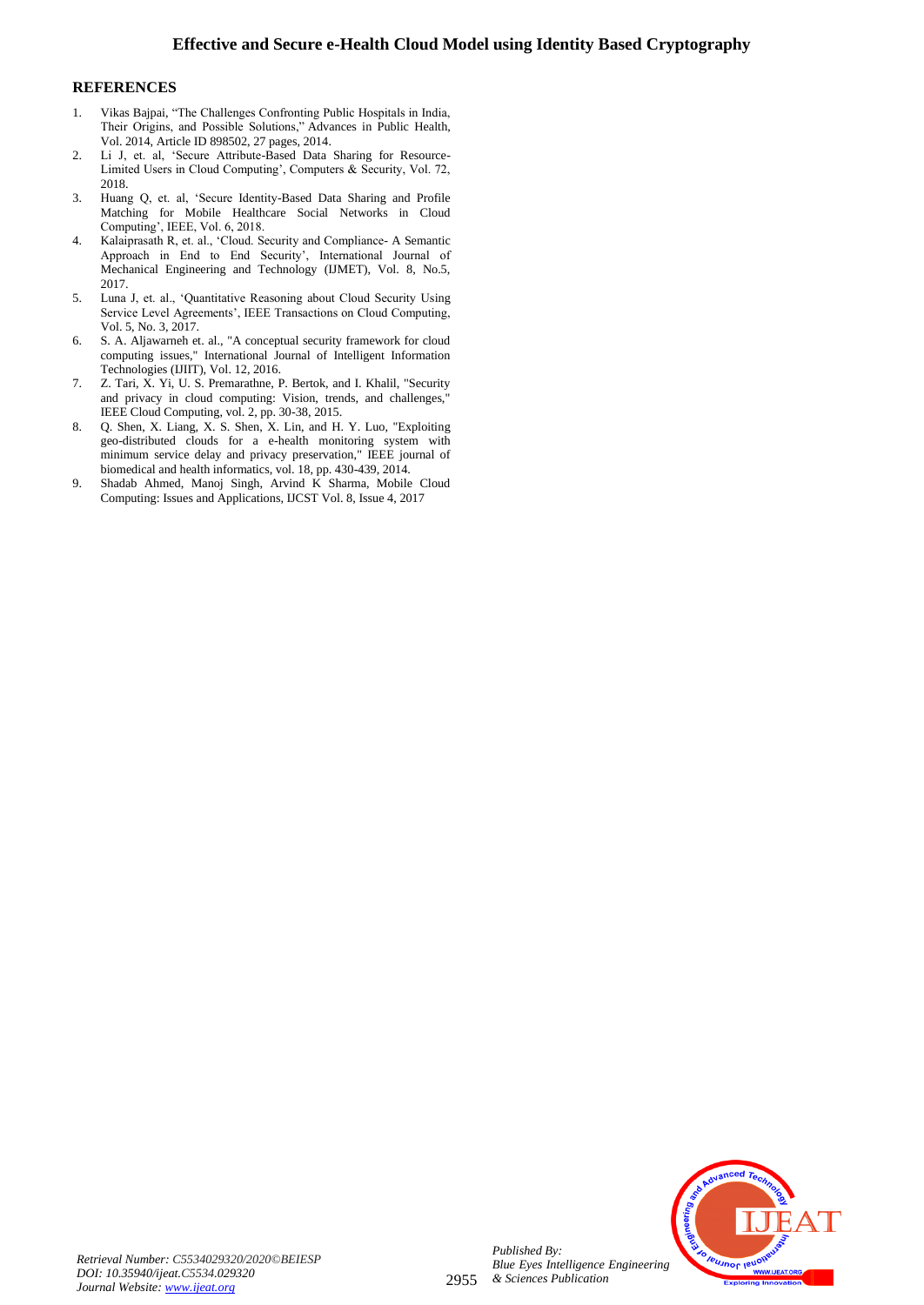## REFERENCES

1. Vikas Bajpai, "The Challenges Confronting Public Hospitals in India, Their Origins, and Possible Solutions," Advances in Public Health, Vol. 2014, Article ID 898502, 27 pages, 2014.
2. Li J, et. al, 'Secure Attribute-Based Data Sharing for Resource-Limited Users in Cloud Computing', Computers & Security, Vol. 72, 2018.
3. Huang Q, et. al, 'Secure Identity-Based Data Sharing and Profile Matching for Mobile Healthcare Social Networks in Cloud Computing', IEEE, Vol. 6, 2018.
4. Kalaiprasath R, et. al., 'Cloud. Security and Compliance- A Semantic Approach in End to End Security', International Journal of Mechanical Engineering and Technology (IJMET), Vol. 8, No.5, 2017.
5. Luna J, et. al., 'Quantitative Reasoning about Cloud Security Using Service Level Agreements', IEEE Transactions on Cloud Computing, Vol. 5, No. 3, 2017.
6. S. A. Aljawarneh et. al., "A conceptual security framework for cloud computing issues," International Journal of Intelligent Information Technologies (IJIIT), Vol. 12, 2016.
7. Z. Tari, X. Yi, U. S. Premarathne, P. Bertok, and I. Khalil, "Security and privacy in cloud computing: Vision, trends, and challenges," IEEE Cloud Computing, vol. 2, pp. 30-38, 2015.
8. Q. Shen, X. Liang, X. S. Shen, X. Lin, and H. Y. Luo, "Exploiting geo-distributed clouds for a e-health monitoring system with minimum service delay and privacy preservation," IEEE journal of biomedical and health informatics, vol. 18, pp. 430-439, 2014.
9. Shadab Ahmed, Manoj Singh, Arvind K Sharma, Mobile Cloud Computing: Issues and Applications, IJCST Vol. 8, Issue 4, 2017